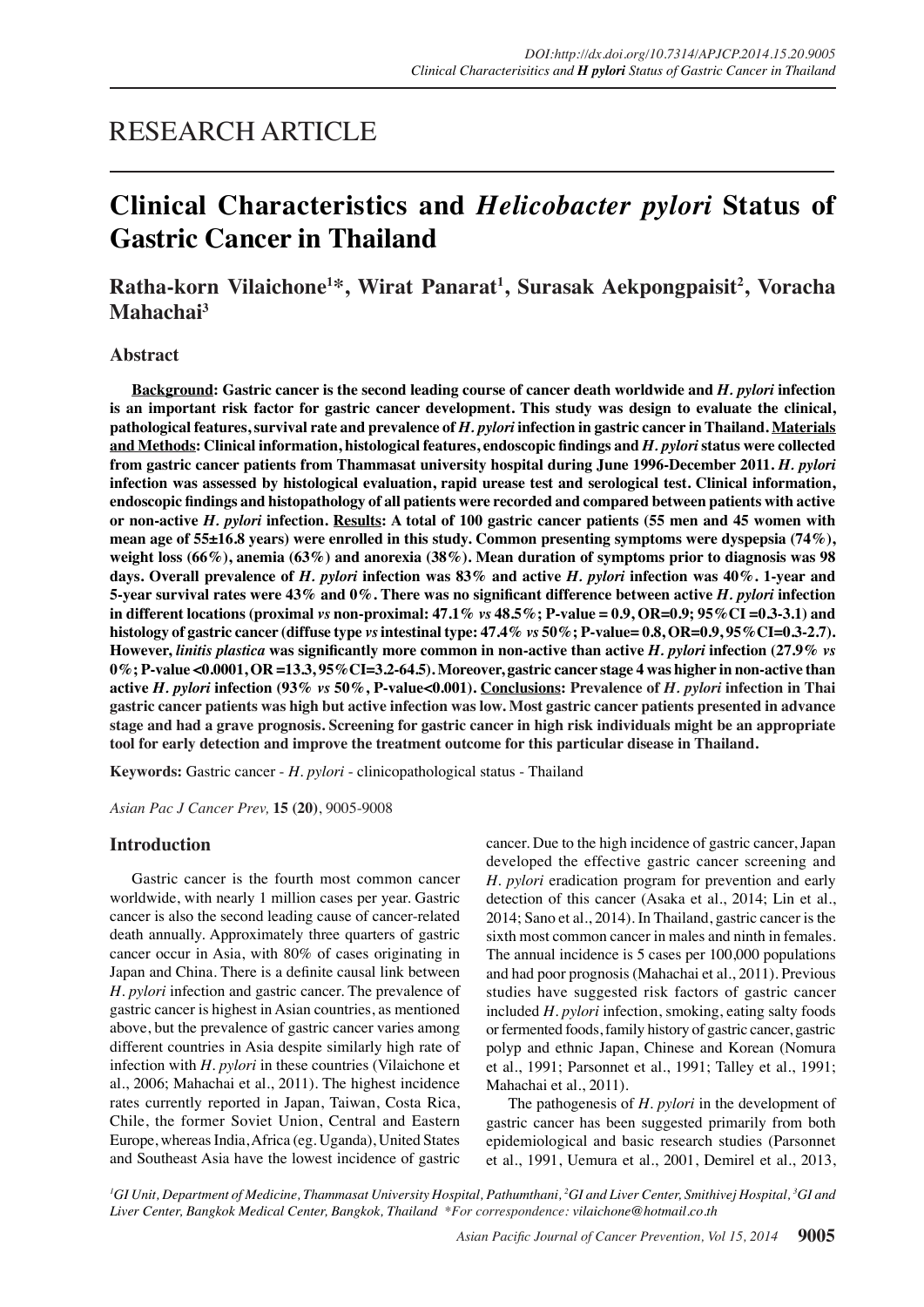RESEARCH ARTICLE

# Clinical Characteristics and *Helicobacter pylori* Status of Gastric Cancer in Thailand

**Ratha-korn Vilaichone[1]*, Wirat Panarat[1], Surasak Aekpongpaisit[2], Voracha Mahachai[3]**

## Abstract

**Background: Gastric cancer is the second leading course of cancer death worldwide and *H. pylori* infection is an important risk factor for gastric cancer development. This study was design to evaluate the clinical, pathological features, survival rate and prevalence of *H. pylori* infection in gastric cancer in Thailand. Materials and Methods: Clinical information, histological features, endoscopic findings and *H. pylori* status were collected from gastric cancer patients from Thammasat university hospital during June 1996-December 2011. *H. pylori* infection was assessed by histological evaluation, rapid urease test and serological test. Clinical information, endoscopic findings and histopathology of all patients were recorded and compared between patients with active or non-active *H. pylori* infection. Results: A total of 100 gastric cancer patients (55 men and 45 women with mean age of 55±16.8 years) were enrolled in this study. Common presenting symptoms were dyspepsia (74%), weight loss (66%), anemia (63%) and anorexia (38%). Mean duration of symptoms prior to diagnosis was 98 days. Overall prevalence of *H. pylori* infection was 83% and active *H. pylori* infection was 40%. 1-year and 5-year survival rates were 43% and 0%. There was no significant difference between active *H. pylori* infection in different locations (proximal *vs* non-proximal: 47.1% *vs* 48.5%; P-value = 0.9, OR=0.9; 95%CI =0.3-3.1) and histology of gastric cancer (diffuse type *vs* intestinal type: 47.4% *vs* 50%; P-value= 0.8, OR=0.9, 95%CI=0.3-2.7). However, *linitis plastica* was significantly more common in non-active than active *H. pylori* infection (27.9% *vs* 0%; P-value <0.0001, OR =13.3, 95%CI=3.2-64.5). Moreover, gastric cancer stage 4 was higher in non-active than active *H. pylori* infection (93% *vs* 50%, P-value<0.001). Conclusions: Prevalence of *H. pylori* infection in Thai gastric cancer patients was high but active infection was low. Most gastric cancer patients presented in advance stage and had a grave prognosis. Screening for gastric cancer in high risk individuals might be an appropriate tool for early detection and improve the treatment outcome for this particular disease in Thailand.**

**Keywords:** Gastric cancer - *H. pylori* - clinicopathological status - Thailand

*Asian Pac J Cancer Prev,* **15 (20)**, 9005-9008

## Introduction

Gastric cancer is the fourth most common cancer worldwide, with nearly 1 million cases per year. Gastric cancer is also the second leading cause of cancer-related death annually. Approximately three quarters of gastric cancer occur in Asia, with 80% of cases originating in Japan and China. There is a definite causal link between *H. pylori* infection and gastric cancer. The prevalence of gastric cancer is highest in Asian countries, as mentioned above, but the prevalence of gastric cancer varies among different countries in Asia despite similarly high rate of infection with *H. pylori* in these countries (Vilaichone et al., 2006; Mahachai et al., 2011). The highest incidence rates currently reported in Japan, Taiwan, Costa Rica, Chile, the former Soviet Union, Central and Eastern Europe, whereas India, Africa (eg. Uganda), United States and Southeast Asia have the lowest incidence of gastric cancer. Due to the high incidence of gastric cancer, Japan developed the effective gastric cancer screening and *H. pylori* eradication program for prevention and early detection of this cancer (Asaka et al., 2014; Lin et al., 2014; Sano et al., 2014). In Thailand, gastric cancer is the sixth most common cancer in males and ninth in females. The annual incidence is 5 cases per 100,000 populations and had poor prognosis (Mahachai et al., 2011). Previous studies have suggested risk factors of gastric cancer included *H. pylori* infection, smoking, eating salty foods or fermented foods, family history of gastric cancer, gastric polyp and ethnic Japan, Chinese and Korean (Nomura et al., 1991; Parsonnet et al., 1991; Talley et al., 1991; Mahachai et al., 2011).

The pathogenesis of *H. pylori* in the development of gastric cancer has been suggested primarily from both epidemiological and basic research studies (Parsonnet et al., 1991, Uemura et al., 2001, Demirel et al., 2013,

[1]GI Unit, Department of Medicine, Thammasat University Hospital, Pathumthani, [2]GI and Liver Center, Smithivej Hospital, [3]GI and Liver Center, Bangkok Medical Center, Bangkok, Thailand *For correspondence: vilaichone@hotmail.co.th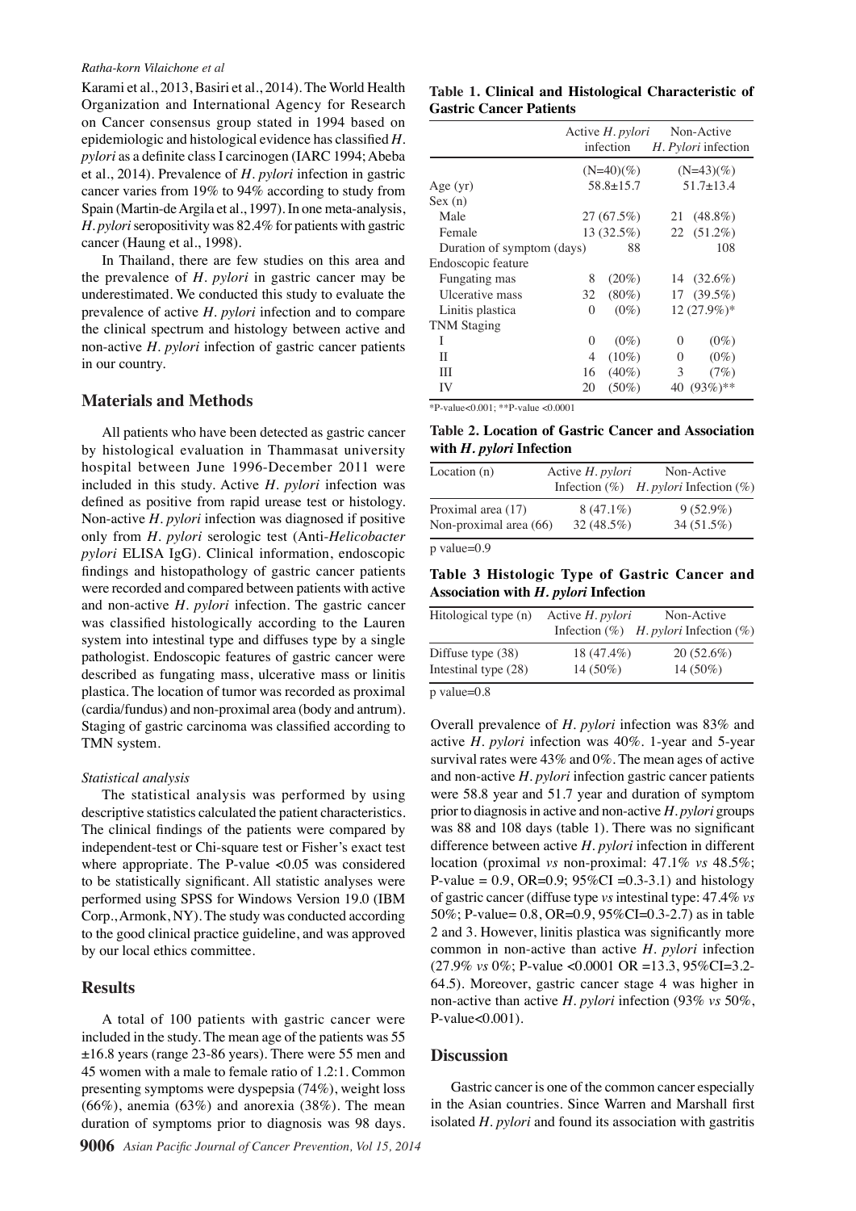Karami et al., 2013, Basiri et al., 2014). The World Health Organization and International Agency for Research on Cancer consensus group stated in 1994 based on epidemiologic and histological evidence has classified *H. pylori* as a definite class I carcinogen (IARC 1994; Abeba et al., 2014). Prevalence of *H. pylori* infection in gastric cancer varies from 19% to 94% according to study from Spain (Martin-de Argila et al., 1997). In one meta-analysis, *H. pylori* seropositivity was 82.4% for patients with gastric cancer (Haung et al., 1998).

In Thailand, there are few studies on this area and the prevalence of *H. pylori* in gastric cancer may be underestimated. We conducted this study to evaluate the prevalence of active *H. pylori* infection and to compare the clinical spectrum and histology between active and non-active *H. pylori* infection of gastric cancer patients in our country.

## Materials and Methods

All patients who have been detected as gastric cancer by histological evaluation in Thammasat university hospital between June 1996-December 2011 were included in this study. Active *H. pylori* infection was defined as positive from rapid urease test or histology. Non-active *H. pylori* infection was diagnosed if positive only from *H. pylori* serologic test (Anti-*Helicobacter pylori* ELISA IgG). Clinical information, endoscopic findings and histopathology of gastric cancer patients were recorded and compared between patients with active and non-active *H. pylori* infection. The gastric cancer was classified histologically according to the Lauren system into intestinal type and diffuses type by a single pathologist. Endoscopic features of gastric cancer were described as fungating mass, ulcerative mass or linitis plastica. The location of tumor was recorded as proximal (cardia/fundus) and non-proximal area (body and antrum). Staging of gastric carcinoma was classified according to TMN system.

### *Statistical analysis*

The statistical analysis was performed by using descriptive statistics calculated the patient characteristics. The clinical findings of the patients were compared by independent-test or Chi-square test or Fisher's exact test where appropriate. The P-value <0.05 was considered to be statistically significant. All statistic analyses were performed using SPSS for Windows Version 19.0 (IBM Corp., Armonk, NY). The study was conducted according to the good clinical practice guideline, and was approved by our local ethics committee.

## Results

A total of 100 patients with gastric cancer were included in the study. The mean age of the patients was 55 ±16.8 years (range 23-86 years). There were 55 men and 45 women with a male to female ratio of 1.2:1. Common presenting symptoms were dyspepsia (74%), weight loss (66%), anemia (63%) and anorexia (38%). The mean duration of symptoms prior to diagnosis was 98 days.

**Table 1. Clinical and Histological Characteristic of Gastric Cancer Patients**

| | Active *H. pylori* infection | Non-Active *H. Pylori* infection |
|---|---|---|
| | (N=40)(%) | (N=43)(%) |
| Age (yr) | 58.8±15.7 | 51.7±13.4 |
| Sex (n) | | |
| Male | 27 (67.5%) | 21 (48.8%) |
| Female | 13 (32.5%) | 22 (51.2%) |
| Duration of symptom (days) | 88 | 108 |
| Endoscopic feature | | |
| Fungating mas | 8 (20%) | 14 (32.6%) |
| Ulcerative mass | 32 (80%) | 17 (39.5%) |
| Linitis plastica | 0 (0%) | 12 (27.9%)* |
| TNM Staging | | |
| I | 0 (0%) | 0 (0%) |
| II | 4 (10%) | 0 (0%) |
| III | 16 (40%) | 3 (7%) |
| IV | 20 (50%) | 40 (93%)** |

*P-value<0.001; **P-value <0.0001

**Table 2. Location of Gastric Cancer and Association with *H. pylori* Infection**

| Location (n) | Active *H. pylori* Infection (%) | Non-Active *H. pylori* Infection (%) |
|---|---|---|
| Proximal area (17) | 8 (47.1%) | 9 (52.9%) |
| Non-proximal area (66) | 32 (48.5%) | 34 (51.5%) |

p value=0.9

**Table 3 Histologic Type of Gastric Cancer and Association with *H. pylori* Infection**

| Hitological type (n) | Active *H. pylori* Infection (%) | Non-Active *H. pylori* Infection (%) |
|---|---|---|
| Diffuse type (38) | 18 (47.4%) | 20 (52.6%) |
| Intestinal type (28) | 14 (50%) | 14 (50%) |

p value=0.8

Overall prevalence of *H. pylori* infection was 83% and active *H. pylori* infection was 40%. 1-year and 5-year survival rates were 43% and 0%. The mean ages of active and non-active *H. pylori* infection gastric cancer patients were 58.8 year and 51.7 year and duration of symptom prior to diagnosis in active and non-active *H. pylori* groups was 88 and 108 days (table 1). There was no significant difference between active *H. pylori* infection in different location (proximal *vs* non-proximal: 47.1% *vs* 48.5%; P-value = 0.9, OR=0.9; 95%CI =0.3-3.1) and histology of gastric cancer (diffuse type *vs* intestinal type: 47.4% *vs* 50%; P-value= 0.8, OR=0.9, 95%CI=0.3-2.7) as in table 2 and 3. However, linitis plastica was significantly more common in non-active than active *H. pylori* infection (27.9% *vs* 0%; P-value <0.0001 OR =13.3, 95%CI=3.2-64.5). Moreover, gastric cancer stage 4 was higher in non-active than active *H. pylori* infection (93% *vs* 50%, P-value<0.001).

## Discussion

Gastric cancer is one of the common cancer especially in the Asian countries. Since Warren and Marshall first isolated *H. pylori* and found its association with gastritis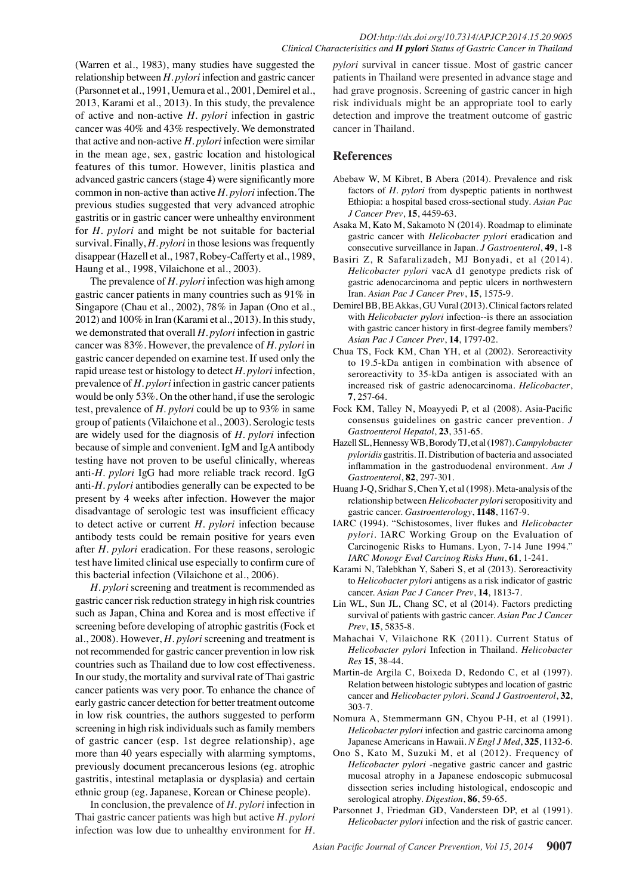(Warren et al., 1983), many studies have suggested the relationship between *H. pylori* infection and gastric cancer (Parsonnet et al., 1991, Uemura et al., 2001, Demirel et al., 2013, Karami et al., 2013). In this study, the prevalence of active and non-active *H. pylori* infection in gastric cancer was 40% and 43% respectively. We demonstrated that active and non-active *H. pylori* infection were similar in the mean age, sex, gastric location and histological features of this tumor. However, linitis plastica and advanced gastric cancers (stage 4) were significantly more common in non-active than active *H. pylori* infection. The previous studies suggested that very advanced atrophic gastritis or in gastric cancer were unhealthy environment for *H. pylori* and might be not suitable for bacterial survival. Finally, *H. pylori* in those lesions was frequently disappear (Hazell et al., 1987, Robey-Cafferty et al., 1989, Haung et al., 1998, Vilaichone et al., 2003).

The prevalence of *H. pylori* infection was high among gastric cancer patients in many countries such as 91% in Singapore (Chau et al., 2002), 78% in Japan (Ono et al., 2012) and 100% in Iran (Karami et al., 2013). In this study, we demonstrated that overall *H. pylori* infection in gastric cancer was 83%. However, the prevalence of *H. pylori* in gastric cancer depended on examine test. If used only the rapid urease test or histology to detect *H. pylori* infection, prevalence of *H. pylori* infection in gastric cancer patients would be only 53%. On the other hand, if use the serologic test, prevalence of *H. pylori* could be up to 93% in same group of patients (Vilaichone et al., 2003). Serologic tests are widely used for the diagnosis of *H. pylori* infection because of simple and convenient. IgM and IgA antibody testing have not proven to be useful clinically, whereas anti-*H. pylori* IgG had more reliable track record. IgG anti-*H. pylori* antibodies generally can be expected to be present by 4 weeks after infection. However the major disadvantage of serologic test was insufficient efficacy to detect active or current *H. pylori* infection because antibody tests could be remain positive for years even after *H. pylori* eradication. For these reasons, serologic test have limited clinical use especially to confirm cure of this bacterial infection (Vilaichone et al., 2006).

*H. pylori* screening and treatment is recommended as gastric cancer risk reduction strategy in high risk countries such as Japan, China and Korea and is most effective if screening before developing of atrophic gastritis (Fock et al., 2008). However, *H. pylori* screening and treatment is not recommended for gastric cancer prevention in low risk countries such as Thailand due to low cost effectiveness. In our study, the mortality and survival rate of Thai gastric cancer patients was very poor. To enhance the chance of early gastric cancer detection for better treatment outcome in low risk countries, the authors suggested to perform screening in high risk individuals such as family members of gastric cancer (esp. 1st degree relationship), age more than 40 years especially with alarming symptoms, previously document precancerous lesions (eg. atrophic gastritis, intestinal metaplasia or dysplasia) and certain ethnic group (eg. Japanese, Korean or Chinese people).

In conclusion, the prevalence of *H. pylori* infection in Thai gastric cancer patients was high but active *H. pylori* infection was low due to unhealthy environment for *H. pylori* survival in cancer tissue. Most of gastric cancer patients in Thailand were presented in advance stage and had grave prognosis. Screening of gastric cancer in high risk individuals might be an appropriate tool to early detection and improve the treatment outcome of gastric cancer in Thailand.

## References

Abebaw W, M Kibret, B Abera (2014). Prevalence and risk factors of *H. pylori* from dyspeptic patients in northwest Ethiopia: a hospital based cross-sectional study. *Asian Pac J Cancer Prev*, **15**, 4459-63.

Asaka M, Kato M, Sakamoto N (2014). Roadmap to eliminate gastric cancer with *Helicobacter pylori* eradication and consecutive surveillance in Japan. *J Gastroenterol*, **49**, 1-8

Basiri Z, R Safaralizadeh, MJ Bonyadi, et al (2014). *Helicobacter pylori* vacA d1 genotype predicts risk of gastric adenocarcinoma and peptic ulcers in northwestern Iran. *Asian Pac J Cancer Prev*, **15**, 1575-9.

Demirel BB, BE Akkas, GU Vural (2013). Clinical factors related with *Helicobacter pylori* infection--is there an association with gastric cancer history in first-degree family members? *Asian Pac J Cancer Prev*, **14**, 1797-02.

Chua TS, Fock KM, Chan YH, et al (2002). Seroreactivity to 19.5-kDa antigen in combination with absence of seroreactivity to 35-kDa antigen is associated with an increased risk of gastric adenocarcinoma. *Helicobacter*, **7**, 257-64.

Fock KM, Talley N, Moayyedi P, et al (2008). Asia-Pacific consensus guidelines on gastric cancer prevention. *J Gastroenterol Hepatol*, **23**, 351-65.

Hazell SL, Hennessy WB, Borody TJ, et al (1987). *Campylobacter pyloridis* gastritis. II. Distribution of bacteria and associated inflammation in the gastroduodenal environment. *Am J Gastroenterol*, **82**, 297-301.

Huang J-Q, Sridhar S, Chen Y, et al (1998). Meta-analysis of the relationship between *Helicobacter pylori* seropositivity and gastric cancer. *Gastroenterology*, **1148**, 1167-9.

IARC (1994). "Schistosomes, liver flukes and *Helicobacter pylori*. IARC Working Group on the Evaluation of Carcinogenic Risks to Humans. Lyon, 7-14 June 1994." *IARC Monogr Eval Carcinog Risks Hum*, **61**, 1-241.

Karami N, Talebkhan Y, Saberi S, et al (2013). Seroreactivity to *Helicobacter pylori* antigens as a risk indicator of gastric cancer. *Asian Pac J Cancer Prev*, **14**, 1813-7.

Lin WL, Sun JL, Chang SC, et al (2014). Factors predicting survival of patients with gastric cancer. *Asian Pac J Cancer Prev*, **15**, 5835-8.

Mahachai V, Vilaichone RK (2011). Current Status of *Helicobacter pylori* Infection in Thailand. *Helicobacter Res* **15**, 38-44.

Martin-de Argila C, Boixeda D, Redondo C, et al (1997). Relation between histologic subtypes and location of gastric cancer and *Helicobacter pylori*. *Scand J Gastroenterol*, **32**, 303-7.

Nomura A, Stemmermann GN, Chyou P-H, et al (1991). *Helicobacter pylori* infection and gastric carcinoma among Japanese Americans in Hawaii. *N Engl J Med*, **325**, 1132-6.

Ono S, Kato M, Suzuki M, et al (2012). Frequency of *Helicobacter pylori* -negative gastric cancer and gastric mucosal atrophy in a Japanese endoscopic submucosal dissection series including histological, endoscopic and serological atrophy. *Digestion*, **86**, 59-65.

Parsonnet J, Friedman GD, Vandersteen DP, et al (1991). *Helicobacter pylori* infection and the risk of gastric cancer.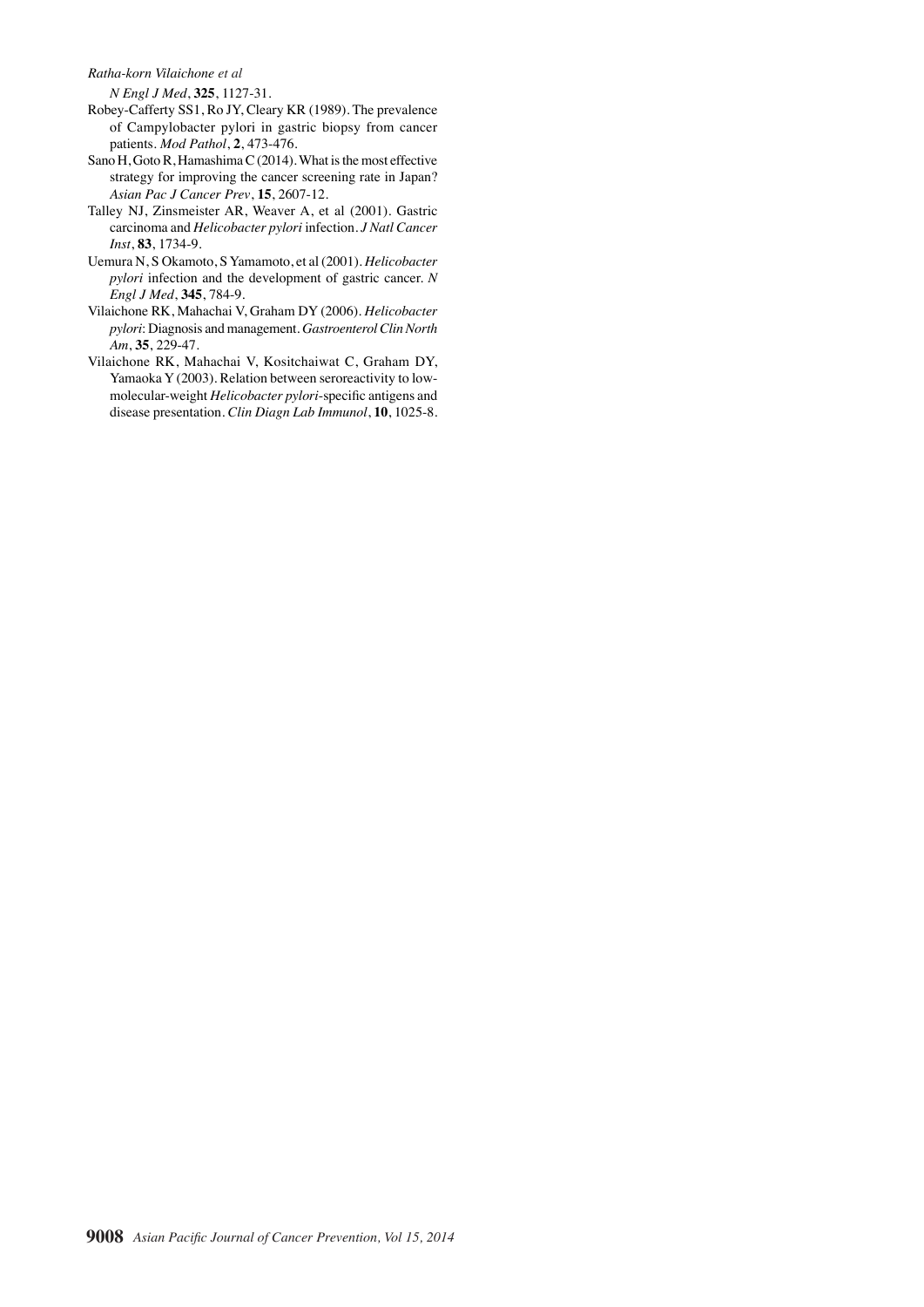*N Engl J Med*, **325**, 1127-31.

Robey-Cafferty SS1, Ro JY, Cleary KR (1989). The prevalence of Campylobacter pylori in gastric biopsy from cancer patients. *Mod Pathol*, **2**, 473-476.

Sano H, Goto R, Hamashima C (2014). What is the most effective strategy for improving the cancer screening rate in Japan? *Asian Pac J Cancer Prev*, **15**, 2607-12.

Talley NJ, Zinsmeister AR, Weaver A, et al (2001). Gastric carcinoma and *Helicobacter pylori* infection. *J Natl Cancer Inst*, **83**, 1734-9.

Uemura N, S Okamoto, S Yamamoto, et al (2001). *Helicobacter pylori* infection and the development of gastric cancer. *N Engl J Med*, **345**, 784-9.

Vilaichone RK, Mahachai V, Graham DY (2006). *Helicobacter pylori*: Diagnosis and management. *Gastroenterol Clin North Am*, **35**, 229-47.

Vilaichone RK, Mahachai V, Kositchaiwat C, Graham DY, Yamaoka Y (2003). Relation between seroreactivity to low-molecular-weight *Helicobacter pylori*-specific antigens and disease presentation. *Clin Diagn Lab Immunol*, **10**, 1025-8.